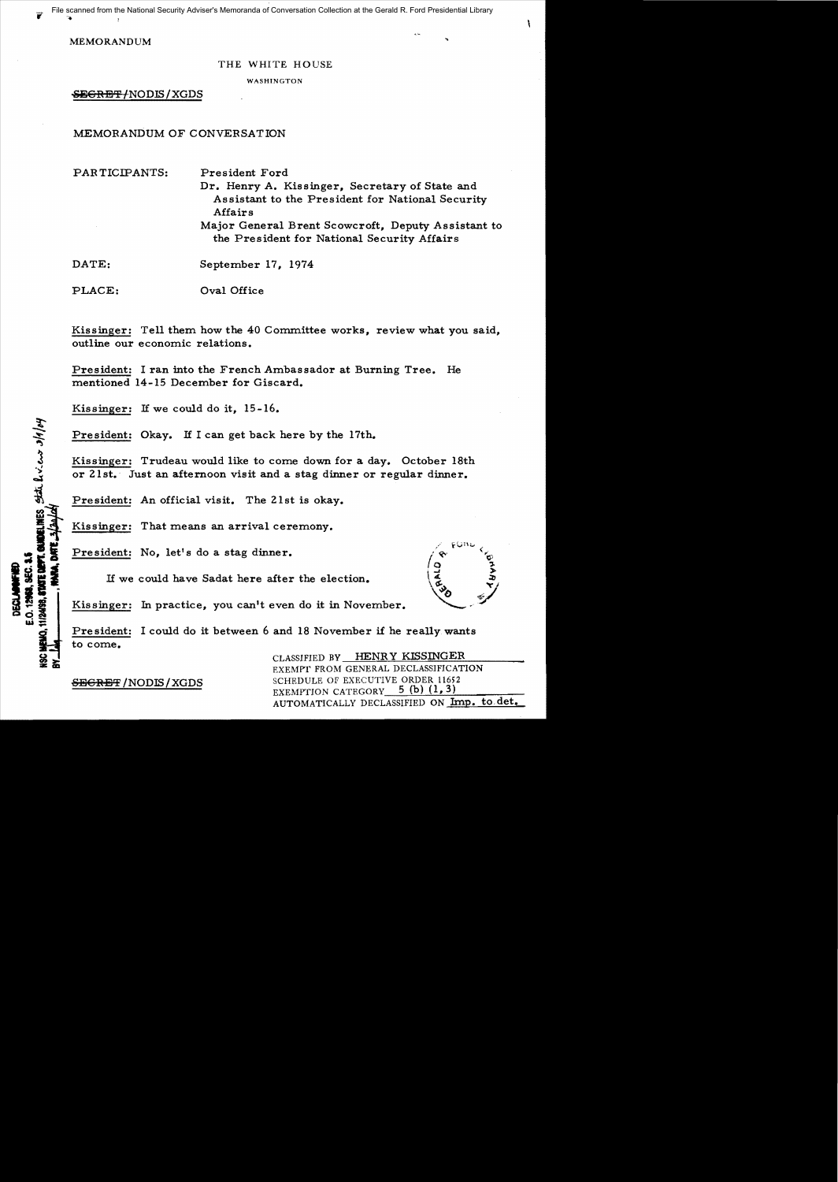MEMORANDUM

THE WHITE HOUSE

WASHINGTON

~~SECRET~~/NODIS/XGDS

MEMORANDUM OF CONVERSATION

PARTICIPANTS: President Ford

Dr. Henry A. Kissinger, Secretary of State and Assistant to the President for National Security Affairs

Major General Brent Scowcroft, Deputy Assistant to the President for National Security Affairs

DATE: September 17, 1974

PLACE: Oval Office

Kissinger: Tell them how the 40 Committee works, review what you said, outline our economic relations.

President: I ran into the French Ambassador at Burning Tree. He mentioned 14-15 December for Giscard.

Kissinger: If we could do it, 15-16.

President: Okay. If I can get back here by the 17th.

Kissinger: Trudeau would like to come down for a day. October 18th or 21st. Just an afternoon visit and a stag dinner or regular dinner.

President: An official visit. The 21st is okay.

Kissinger: That means an arrival ceremony.

President: No, let's do a stag dinner.

If we could have Sadat here after the election.

Kissinger: In practice, you can't even do it in November.

President: I could do it between 6 and 18 November if he really wants to come.

~~SECRET~~/NODIS/XGDS

CLASSIFIED BY HENRY KISSINGER
EXEMPT FROM GENERAL DECLASSIFICATION
SCHEDULE OF EXECUTIVE ORDER 11652
EXEMPTION CATEGORY 5 (b) (1, 3)
AUTOMATICALLY DECLASSIFIED ON Imp. to det.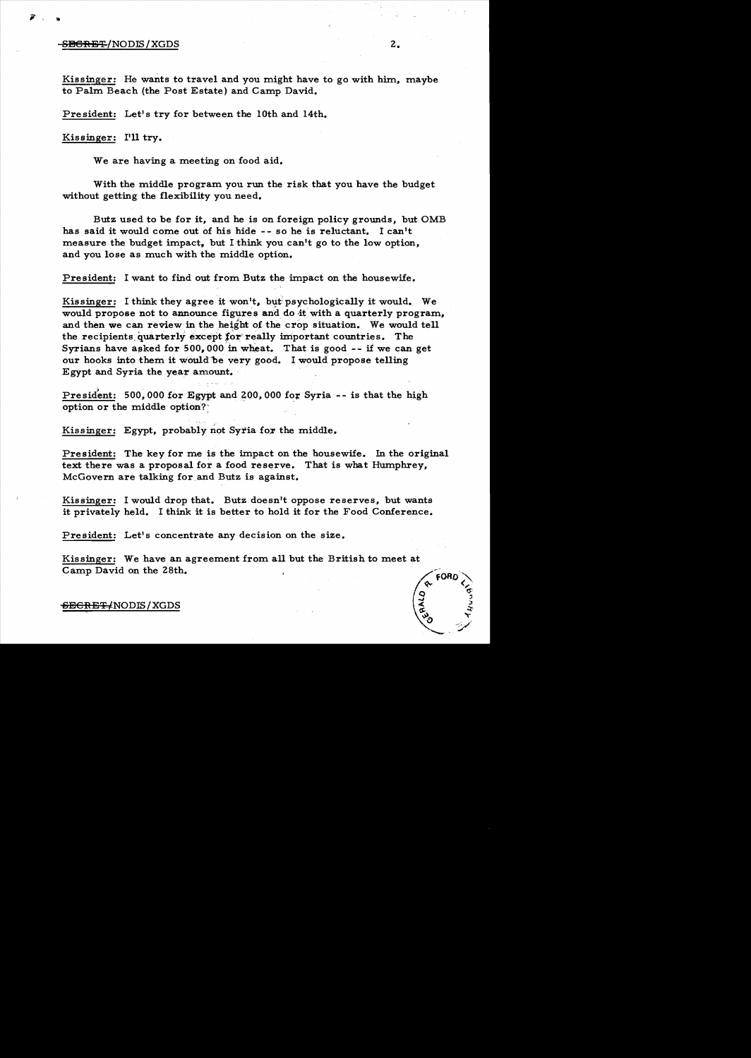Kissinger: He wants to travel and you might have to go with him, maybe to Palm Beach (the Post Estate) and Camp David.

President: Let's try for between the 10th and 14th.

Kissinger: I'll try.

We are having a meeting on food aid.

With the middle program you run the risk that you have the budget without getting the flexibility you need.

Butz used to be for it, and he is on foreign policy grounds, but OMB has said it would come out of his hide -- so he is reluctant. I can't measure the budget impact, but I think you can't go to the low option, and you lose as much with the middle option.

President: I want to find out from Butz the impact on the housewife.

Kissinger: I think they agree it won't, but psychologically it would. We would propose not to announce figures and do it with a quarterly program, and then we can review in the height of the crop situation. We would tell the recipients quarterly except for really important countries. The Syrians have asked for 500,000 in wheat. That is good -- if we can get our hooks into them it would be very good. I would propose telling Egypt and Syria the year amount.

President: 500,000 for Egypt and 200,000 for Syria -- is that the high option or the middle option?

Kissinger: Egypt, probably not Syria for the middle.

President: The key for me is the impact on the housewife. In the original text there was a proposal for a food reserve. That is what Humphrey, McGovern are talking for and Butz is against.

Kissinger: I would drop that. Butz doesn't oppose reserves, but wants it privately held. I think it is better to hold it for the Food Conference.

President: Let's concentrate any decision on the size.

Kissinger: We have an agreement from all but the British to meet at Camp David on the 28th.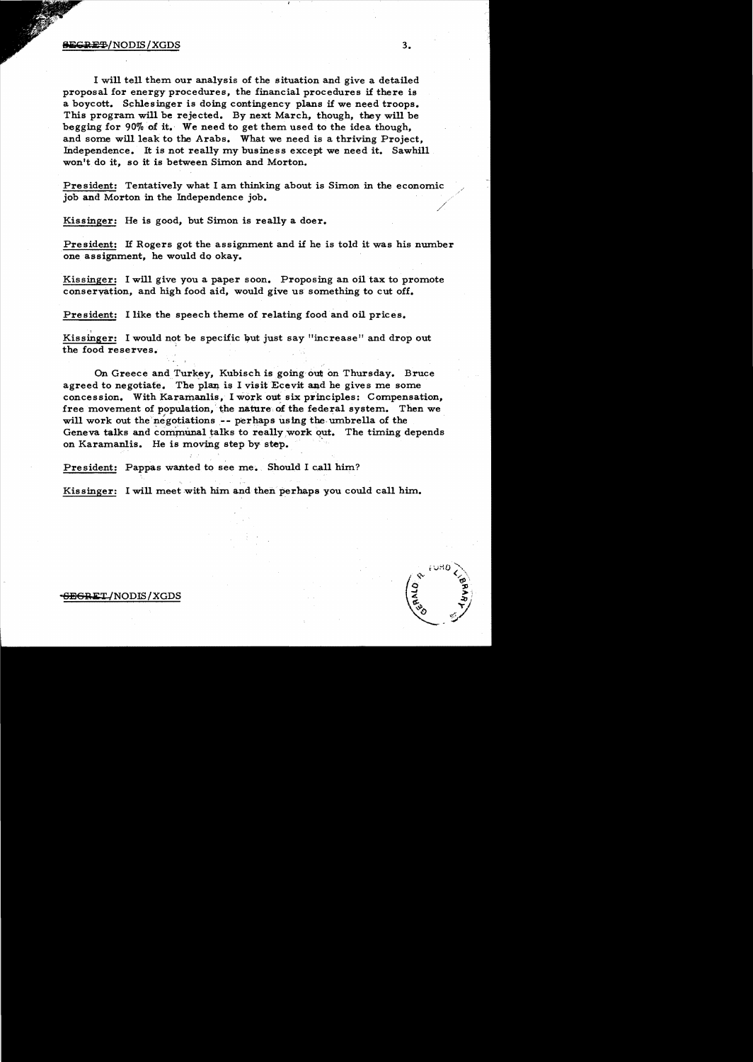I will tell them our analysis of the situation and give a detailed proposal for energy procedures, the financial procedures if there is a boycott. Schlesinger is doing contingency plans if we need troops. This program will be rejected. By next March, though, they will be begging for 90% of it. We need to get them used to the idea though, and some will leak to the Arabs. What we need is a thriving Project, Independence. It is not really my business except we need it. Sawhill won't do it, so it is between Simon and Morton.

President: Tentatively what I am thinking about is Simon in the economic job and Morton in the Independence job.

Kissinger: He is good, but Simon is really a doer.

President: If Rogers got the assignment and if he is told it was his number one assignment, he would do okay.

Kissinger: I will give you a paper soon. Proposing an oil tax to promote conservation, and high food aid, would give us something to cut off.

President: I like the speech theme of relating food and oil prices.

Kissinger: I would not be specific but just say "increase" and drop out the food reserves.

On Greece and Turkey, Kubisch is going out on Thursday. Bruce agreed to negotiate. The plan is I visit Ecevit and he gives me some concession. With Karamanlis, I work out six principles: Compensation, free movement of population, the nature of the federal system. Then we will work out the negotiations -- perhaps using the umbrella of the Geneva talks and communal talks to really work out. The timing depends on Karamanlis. He is moving step by step.

President: Pappas wanted to see me. Should I call him?

Kissinger: I will meet with him and then perhaps you could call him.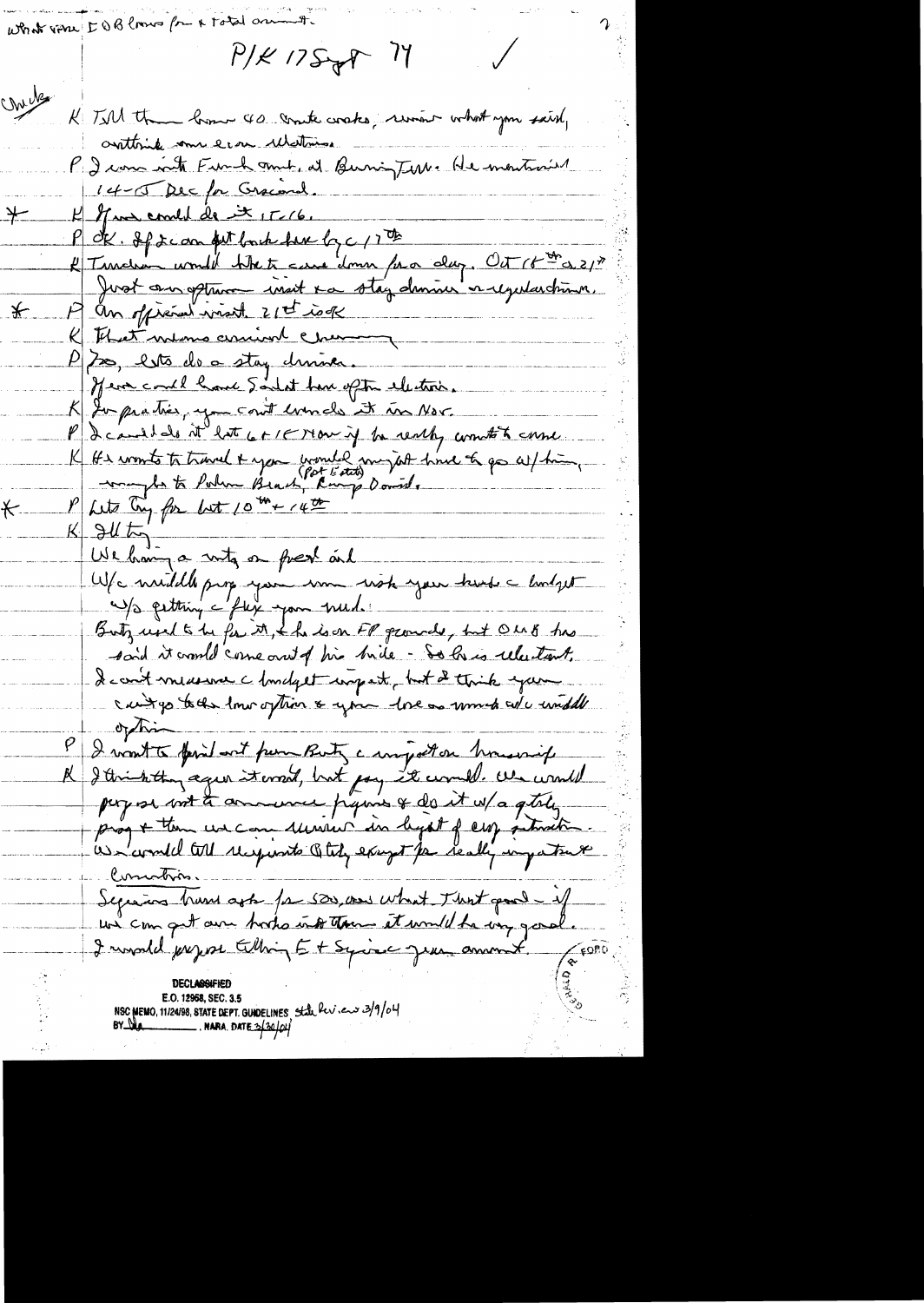What were EOB [?] for a total amount.

P/K 17 Sept 74 ✓

Check

K Tell them [?] 40 [?] [?], [?] what you said, [?] some econ [?].

P I [?] with French amb. at [?]. He mentioned 14-15 Dec for Giscard.

\* K If we could do it 15-16.

P OK. If I can get back here by c/17th

K Tanaka would like to come down for a day. Oct 16th or 21st. Just an option - visit & a stag dinner or regular dinner.

\* P An official visit 21st is OK

K That means a [?] evening

P So, lets do a stag dinner.

If we could have Sadat here after election.

K In practice, you can't [?] it in Nov.

P I could do it late 6 + 18 Nov if he really wants to come.

K He wants to travel & you [?] have to go w/ him, maybe to Palm Beach, Camp David. (Pat [?])

\* P Lets try for both 10th & 14th

K I'll try.

We having a mtg on fresh aid.

W/c middle prop. you run risk your [?] c budget w/o getting c flex you need.

Butz used to be for it, & he is on FP grounds, but OMB has said it would come out of his hide - So he is reluctant. I can't measure c budget impact, but I think you can't go to the lower option & you lose so much w/c middle option

P I want to find out from Butz c impact on housewife.

K I think they agree it won't, but say it would. We would propose not to announce figures & do it w/a qtrly prog & then we can review in light of ecy situation. We would tell recipients qtrly except for really important countries.

Sequoias have ask for 500, and what I thought - if we can get our hooks into them it would be very good. I would propose telling E + Syria your amount.

DECLASSIFIED
E.O. 12958, SEC. 3.5
NSC MEMO, 11/24/98, STATE DEPT. GUIDELINES State Rev. [?] 3/9/04
BY [?] NARA, DATE 3/30/04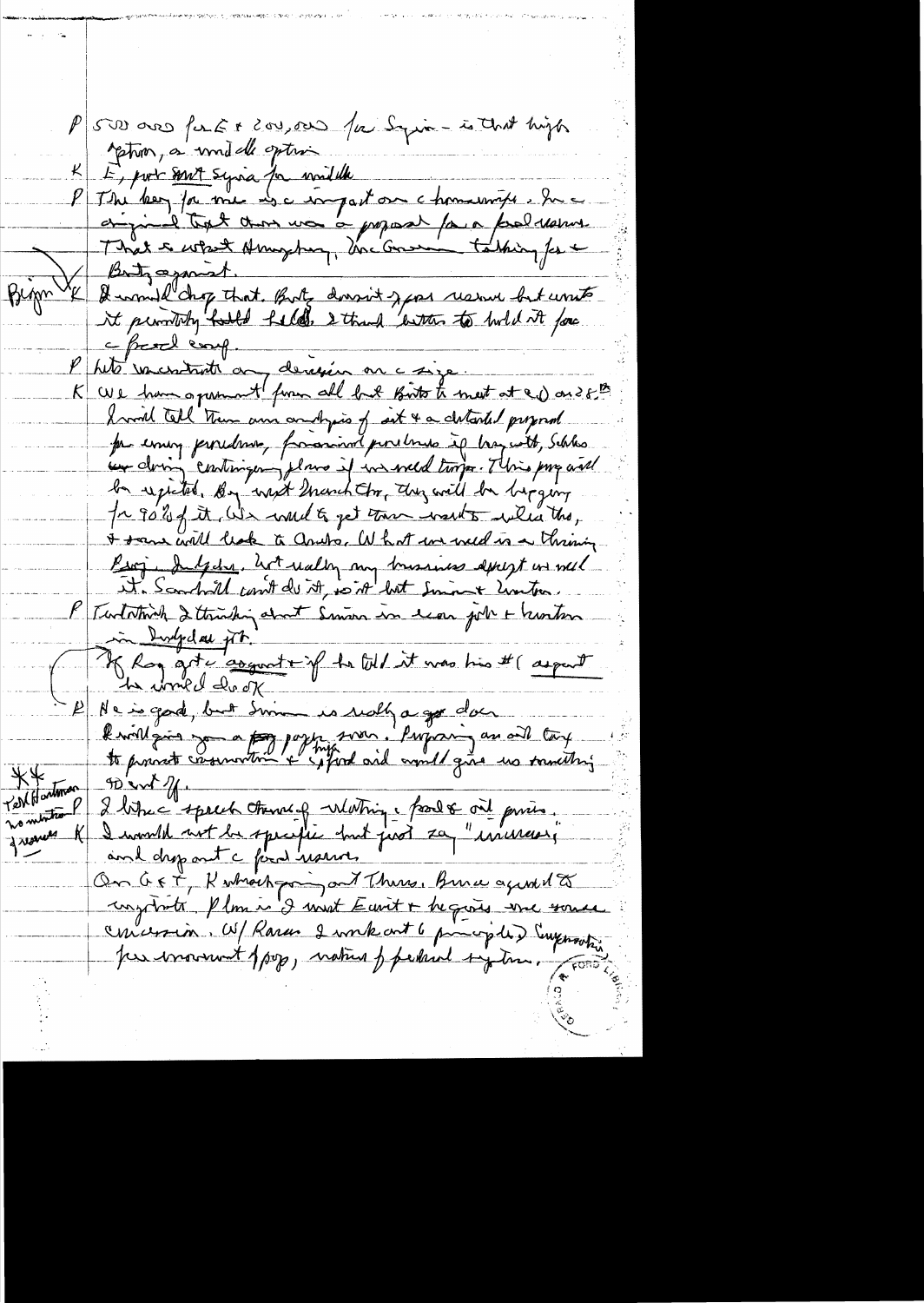P 500,000 for E + 200,000 for Syria – is that high option, a middle option

K E, not Syria for middle

P The key for me is a impact on consumption. In original text there was a proposal for a food reserve. That is what Humphrey, McGovern talking for – Butz against.

Bign K I would drop that. Butz doesn't oppose reserve but wants it privately held. I think better to hold it for a food conf.

P Let's concentrate on decision on size.

K We have agreement from all but Butz to meet at 2.0 or 2.5.[B] I would tell them our analysis of it & a detailed proposal for energy providers, financial problems if buy with, Schles on doing contingency plans if we need troops. This proposal will be rejected. By next March then, they will be begging for 90% of it. We would to get them went to well this, & some will look to Arabs. What we need is a thinking Rossi Inkydam. What really any business expert we need it. Sonnenfeldt can't do it, so it but Simon & Enders.

P Tentatively I thinking about Simon in econ job & Enders in Ingersoll job.

If Rog got a assignment & if he told it was his #1 aspect he would do OK

P He is good, but Simon is really a go doer.

K will give you a paper tonight. Preparing an oil cartel to promote conservation & ~~spend~~ food and would give us something to work off.

** Ted Hartman P I like a speech strongly – nothing & food & oil prices.

10 minutes K I would not be specific but just say "increases" and drop out a food reserve.

On G&T, K wrote going out Thurs. Bruce agreed to negotiate. Plan is I meet Ewart & he gives me some concession. W/ Karen I work out 6 principles. Emphasis for movement of people, nature of federal system.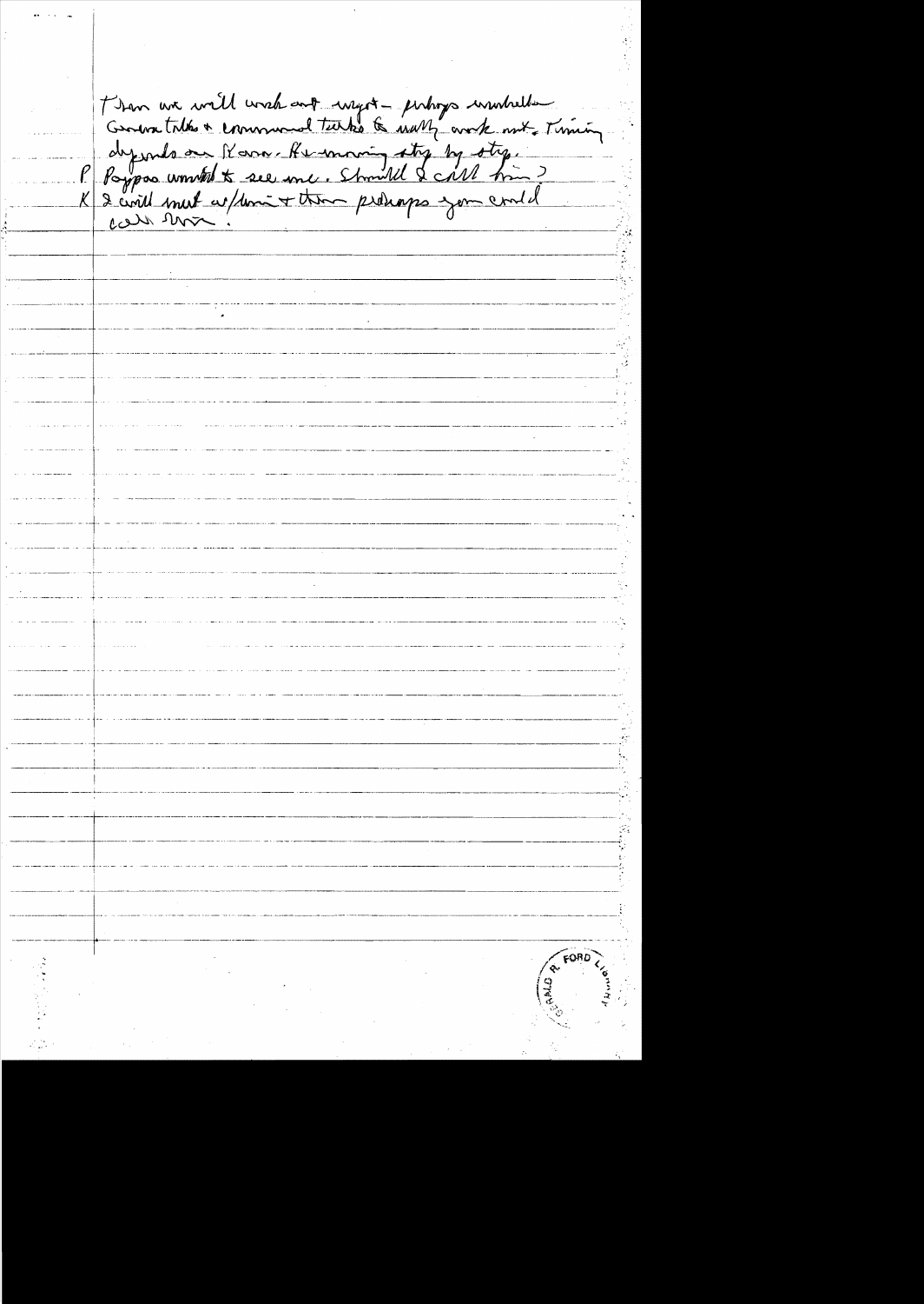Then we will work out ways – perhaps umbrella Geneva talks & communal talks to really work out. Timing depends on Karamanlis. He moving step by step.

P Pappas wanted to see me. Should I call him?

K I will meet w/him & then perhaps you could call him.